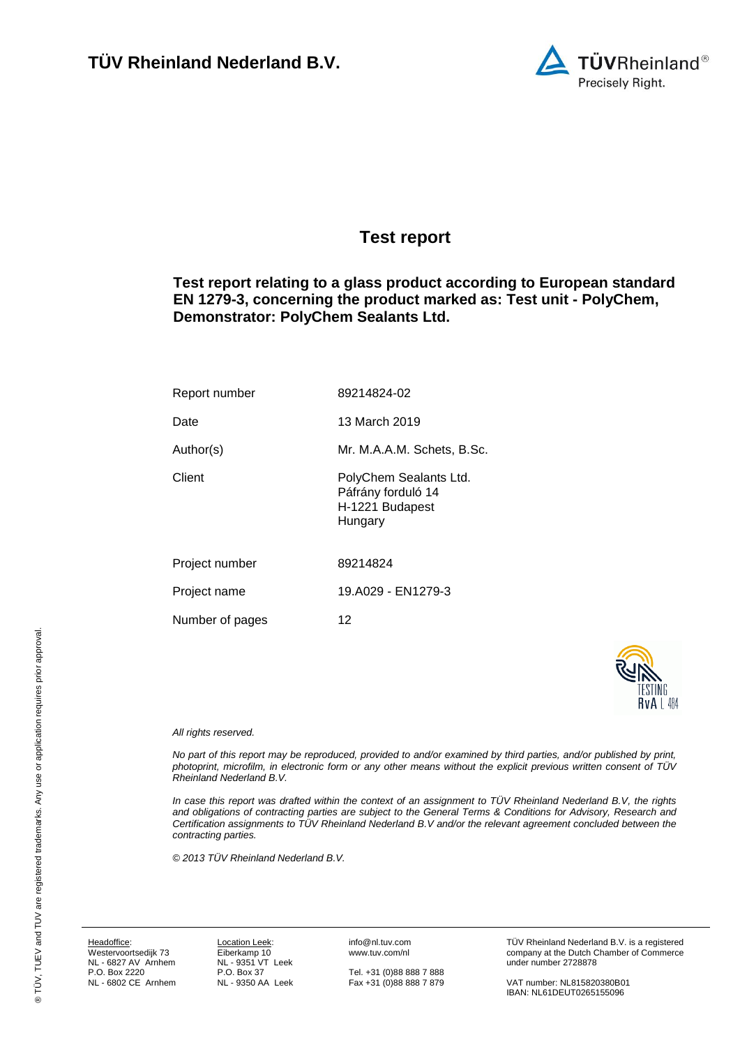**TÜV Rheinland Nederland B.V.**

# Test report

**Test report relating to a glass product according to European standard EN 1279-3, concerning the product marked as: Test unit - PolyChem, Demonstrator: PolyChem Sealants Ltd.**

| | |
|---|---|
| Report number | 89214824-02 |
| Date | 13 March 2019 |
| Author(s) | Mr. M.A.A.M. Schets, B.Sc. |
| Client | PolyChem Sealants Ltd.<br>Páfrány forduló 14<br>H-1221 Budapest<br>Hungary |
| Project number | 89214824 |
| Project name | 19.A029 - EN1279-3 |
| Number of pages | 12 |

TESTING RvA L 484

*All rights reserved.*

*No part of this report may be reproduced, provided to and/or examined by third parties, and/or published by print, photoprint, microfilm, in electronic form or any other means without the explicit previous written consent of TÜV Rheinland Nederland B.V.*

*In case this report was drafted within the context of an assignment to TÜV Rheinland Nederland B.V, the rights and obligations of contracting parties are subject to the General Terms & Conditions for Advisory, Research and Certification assignments to TÜV Rheinland Nederland B.V and/or the relevant agreement concluded between the contracting parties.*

*© 2013 TÜV Rheinland Nederland B.V.*

® TÜV, TUEV and TUV are registered trademarks. Any use or application requires prior approval.

Headoffice:
Westervoortsedijk 73
NL - 6827 AV Arnhem
P.O. Box 2220
NL - 6802 CE Arnhem

Location Leek:
Eiberkamp 10
NL - 9351 VT Leek
P.O. Box 37
NL - 9350 AA Leek

info@nl.tuv.com
www.tuv.com/nl

Tel. +31 (0)88 888 7 888
Fax +31 (0)88 888 7 879

TÜV Rheinland Nederland B.V. is a registered company at the Dutch Chamber of Commerce under number 2728878

VAT number: NL815820380B01
IBAN: NL61DEUT0265155096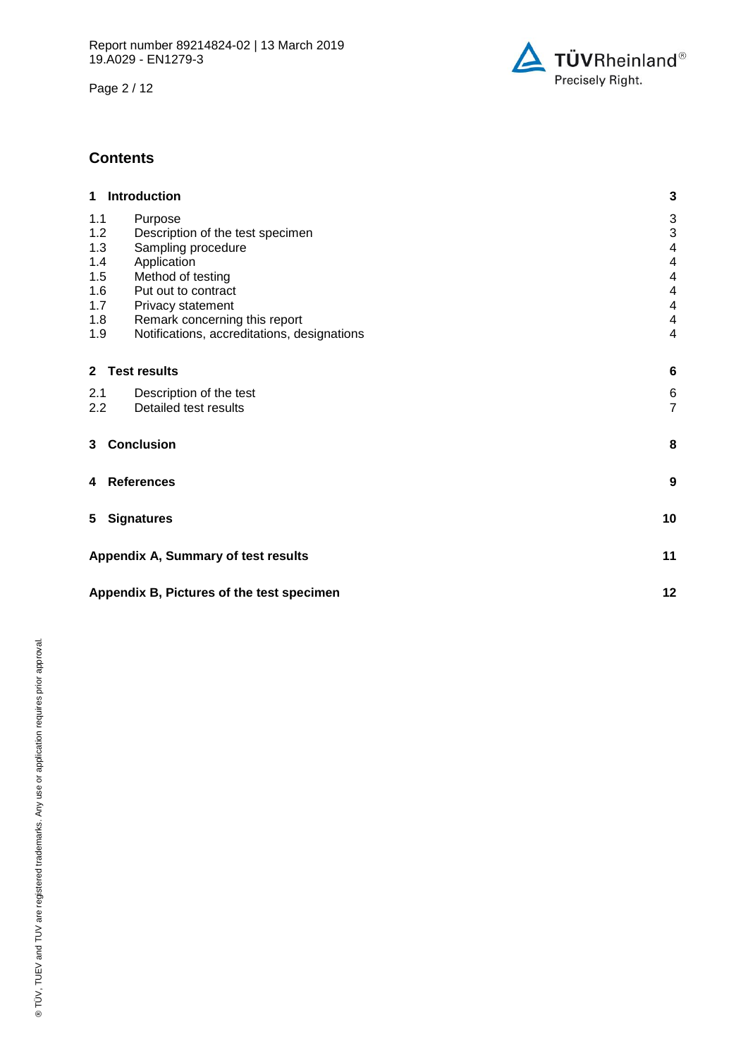## Contents

| | | |
|---|---|---|
| **1** | **Introduction** | **3** |
| 1.1 | Purpose | 3 |
| 1.2 | Description of the test specimen | 3 |
| 1.3 | Sampling procedure | 4 |
| 1.4 | Application | 4 |
| 1.5 | Method of testing | 4 |
| 1.6 | Put out to contract | 4 |
| 1.7 | Privacy statement | 4 |
| 1.8 | Remark concerning this report | 4 |
| 1.9 | Notifications, accreditations, designations | 4 |
| **2** | **Test results** | **6** |
| 2.1 | Description of the test | 6 |
| 2.2 | Detailed test results | 7 |
| **3** | **Conclusion** | **8** |
| **4** | **References** | **9** |
| **5** | **Signatures** | **10** |
| | **Appendix A, Summary of test results** | **11** |
| | **Appendix B, Pictures of the test specimen** | **12** |

® TÜV, TUEV and TUV are registered trademarks. Any use or application requires prior approval.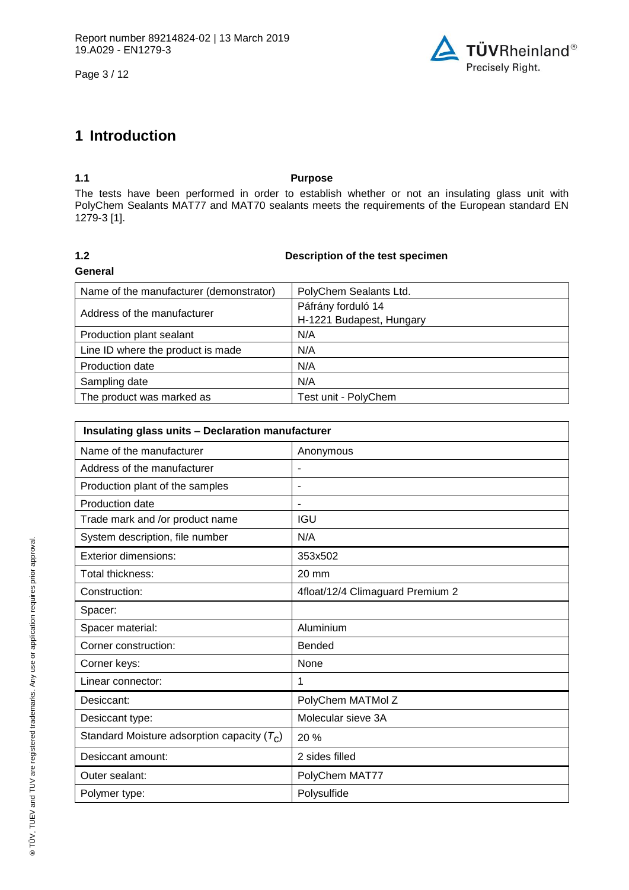# 1 Introduction

## 1.1 Purpose

The tests have been performed in order to establish whether or not an insulating glass unit with PolyChem Sealants MAT77 and MAT70 sealants meets the requirements of the European standard EN 1279-3 [1].

## 1.2 Description of the test specimen

### General

| Name of the manufacturer (demonstrator) | PolyChem Sealants Ltd. |
|---|---|
| Address of the manufacturer | Páfrány forduló 14<br>H-1221 Budapest, Hungary |
| Production plant sealant | N/A |
| Line ID where the product is made | N/A |
| Production date | N/A |
| Sampling date | N/A |
| The product was marked as | Test unit - PolyChem |

| Insulating glass units – Declaration manufacturer | |
|---|---|
| Name of the manufacturer | Anonymous |
| Address of the manufacturer | - |
| Production plant of the samples | - |
| Production date | - |
| Trade mark and /or product name | IGU |
| System description, file number | N/A |
| Exterior dimensions: | 353x502 |
| Total thickness: | 20 mm |
| Construction: | 4float/12/4 Climaguard Premium 2 |
| Spacer: | |
| Spacer material: | Aluminium |
| Corner construction: | Bended |
| Corner keys: | None |
| Linear connector: | 1 |
| Desiccant: | PolyChem MATMol Z |
| Desiccant type: | Molecular sieve 3A |
| Standard Moisture adsorption capacity ($T_c$) | 20 % |
| Desiccant amount: | 2 sides filled |
| Outer sealant: | PolyChem MAT77 |
| Polymer type: | Polysulfide |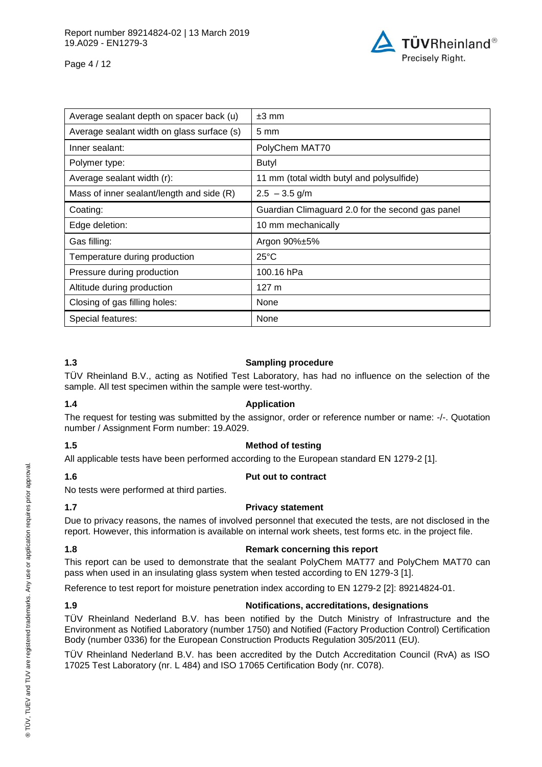| Average sealant depth on spacer back (u) | ±3 mm |
| --- | --- |
| Average sealant width on glass surface (s) | 5 mm |
| Inner sealant: | PolyChem MAT70 |
| Polymer type: | Butyl |
| Average sealant width (r): | 11 mm (total width butyl and polysulfide) |
| Mass of inner sealant/length and side (R) | 2.5 – 3.5 g/m |
| Coating: | Guardian Climaguard 2.0 for the second gas panel |
| Edge deletion: | 10 mm mechanically |
| Gas filling: | Argon 90%±5% |
| Temperature during production | 25°C |
| Pressure during production | 100.16 hPa |
| Altitude during production | 127 m |
| Closing of gas filling holes: | None |
| Special features: | None |

## 1.3 Sampling procedure

TÜV Rheinland B.V., acting as Notified Test Laboratory, has had no influence on the selection of the sample. All test specimen within the sample were test-worthy.

## 1.4 Application

The request for testing was submitted by the assignor, order or reference number or name: -/-. Quotation number / Assignment Form number: 19.A029.

## 1.5 Method of testing

All applicable tests have been performed according to the European standard EN 1279-2 [1].

## 1.6 Put out to contract

No tests were performed at third parties.

## 1.7 Privacy statement

Due to privacy reasons, the names of involved personnel that executed the tests, are not disclosed in the report. However, this information is available on internal work sheets, test forms etc. in the project file.

## 1.8 Remark concerning this report

This report can be used to demonstrate that the sealant PolyChem MAT77 and PolyChem MAT70 can pass when used in an insulating glass system when tested according to EN 1279-3 [1].

Reference to test report for moisture penetration index according to EN 1279-2 [2]: 89214824-01.

## 1.9 Notifications, accreditations, designations

TÜV Rheinland Nederland B.V. has been notified by the Dutch Ministry of Infrastructure and the Environment as Notified Laboratory (number 1750) and Notified (Factory Production Control) Certification Body (number 0336) for the European Construction Products Regulation 305/2011 (EU).

TÜV Rheinland Nederland B.V. has been accredited by the Dutch Accreditation Council (RvA) as ISO 17025 Test Laboratory (nr. L 484) and ISO 17065 Certification Body (nr. C078).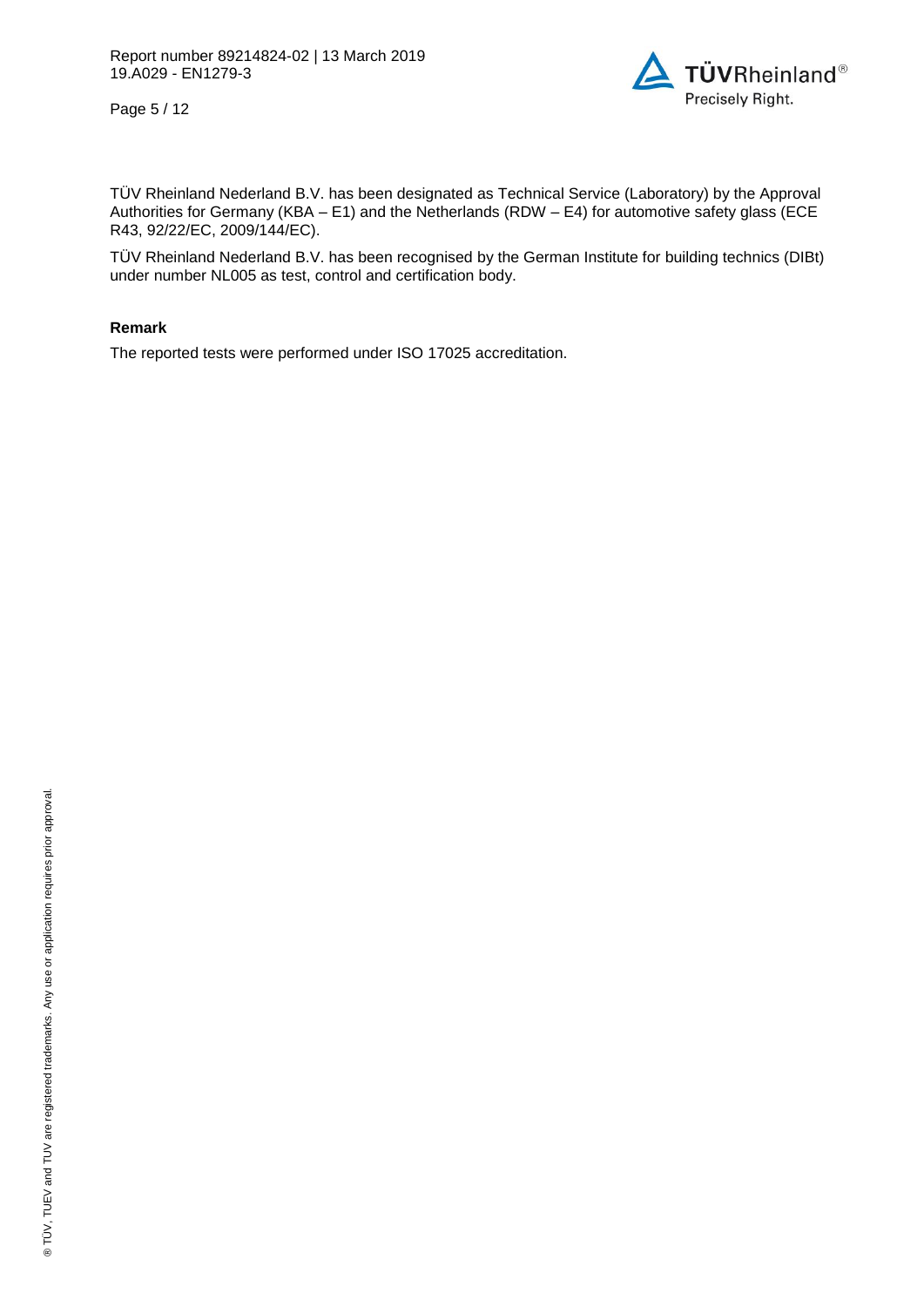TÜV Rheinland Nederland B.V. has been designated as Technical Service (Laboratory) by the Approval Authorities for Germany (KBA – E1) and the Netherlands (RDW – E4) for automotive safety glass (ECE R43, 92/22/EC, 2009/144/EC).

TÜV Rheinland Nederland B.V. has been recognised by the German Institute for building technics (DIBt) under number NL005 as test, control and certification body.

**Remark**

The reported tests were performed under ISO 17025 accreditation.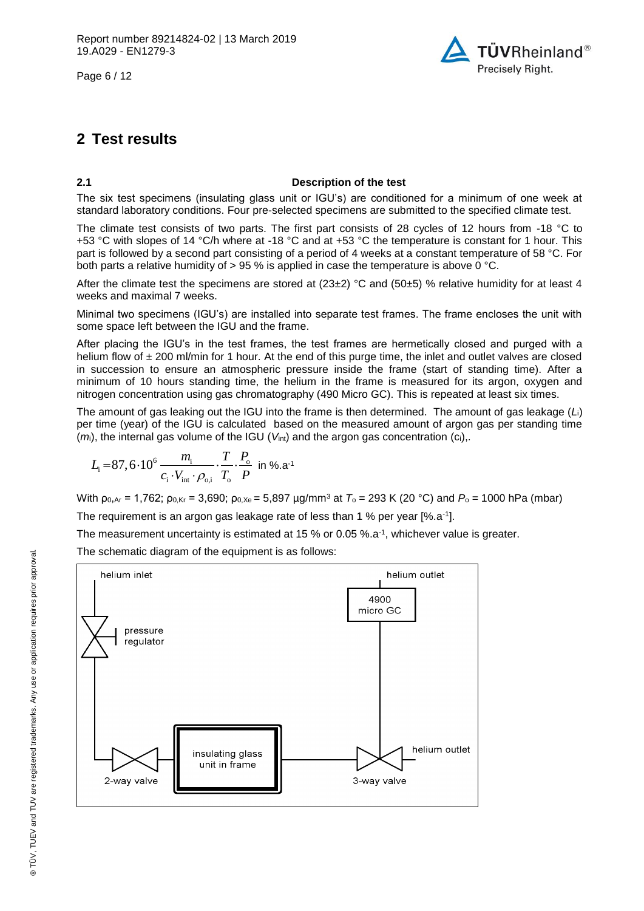# 2 Test results

### 2.1 Description of the test

The six test specimens (insulating glass unit or IGU's) are conditioned for a minimum of one week at standard laboratory conditions. Four pre-selected specimens are submitted to the specified climate test.

The climate test consists of two parts. The first part consists of 28 cycles of 12 hours from -18 °C to +53 °C with slopes of 14 °C/h where at -18 °C and at +53 °C the temperature is constant for 1 hour. This part is followed by a second part consisting of a period of 4 weeks at a constant temperature of 58 °C. For both parts a relative humidity of > 95 % is applied in case the temperature is above 0 °C.

After the climate test the specimens are stored at (23±2) °C and (50±5) % relative humidity for at least 4 weeks and maximal 7 weeks.

Minimal two specimens (IGU's) are installed into separate test frames. The frame encloses the unit with some space left between the IGU and the frame.

After placing the IGU's in the test frames, the test frames are hermetically closed and purged with a helium flow of ± 200 ml/min for 1 hour. At the end of this purge time, the inlet and outlet valves are closed in succession to ensure an atmospheric pressure inside the frame (start of standing time). After a minimum of 10 hours standing time, the helium in the frame is measured for its argon, oxygen and nitrogen concentration using gas chromatography (490 Micro GC). This is repeated at least six times.

The amount of gas leaking out the IGU into the frame is then determined. The amount of gas leakage ($L_i$) per time (year) of the IGU is calculated based on the measured amount of argon gas per standing time ($m_i$), the internal gas volume of the IGU ($V_{int}$) and the argon gas concentration ($c_i$),.

$$L_i = 87,6 \cdot 10^6 \frac{m_i}{c_i \cdot V_{int} \cdot \rho_{o,i}} \cdot \frac{T}{T_o} \cdot \frac{P_o}{P} \text{ in } \%.a^{-1}$$

With $\rho_{0,Ar}$ = 1,762; $\rho_{0,Kr}$ = 3,690; $\rho_{0,Xe}$ = 5,897 µg/mm³ at $T_o$ = 293 K (20 °C) and $P_o$ = 1000 hPa (mbar)

The requirement is an argon gas leakage rate of less than 1 % per year [%.a$^{-1}$].

The measurement uncertainty is estimated at 15 % or 0.05 %.a$^{-1}$, whichever value is greater.

The schematic diagram of the equipment is as follows:

helium inlet — pressure regulator — 2-way valve — insulating glass unit in frame — 3-way valve — helium outlet; 4900 micro GC — helium outlet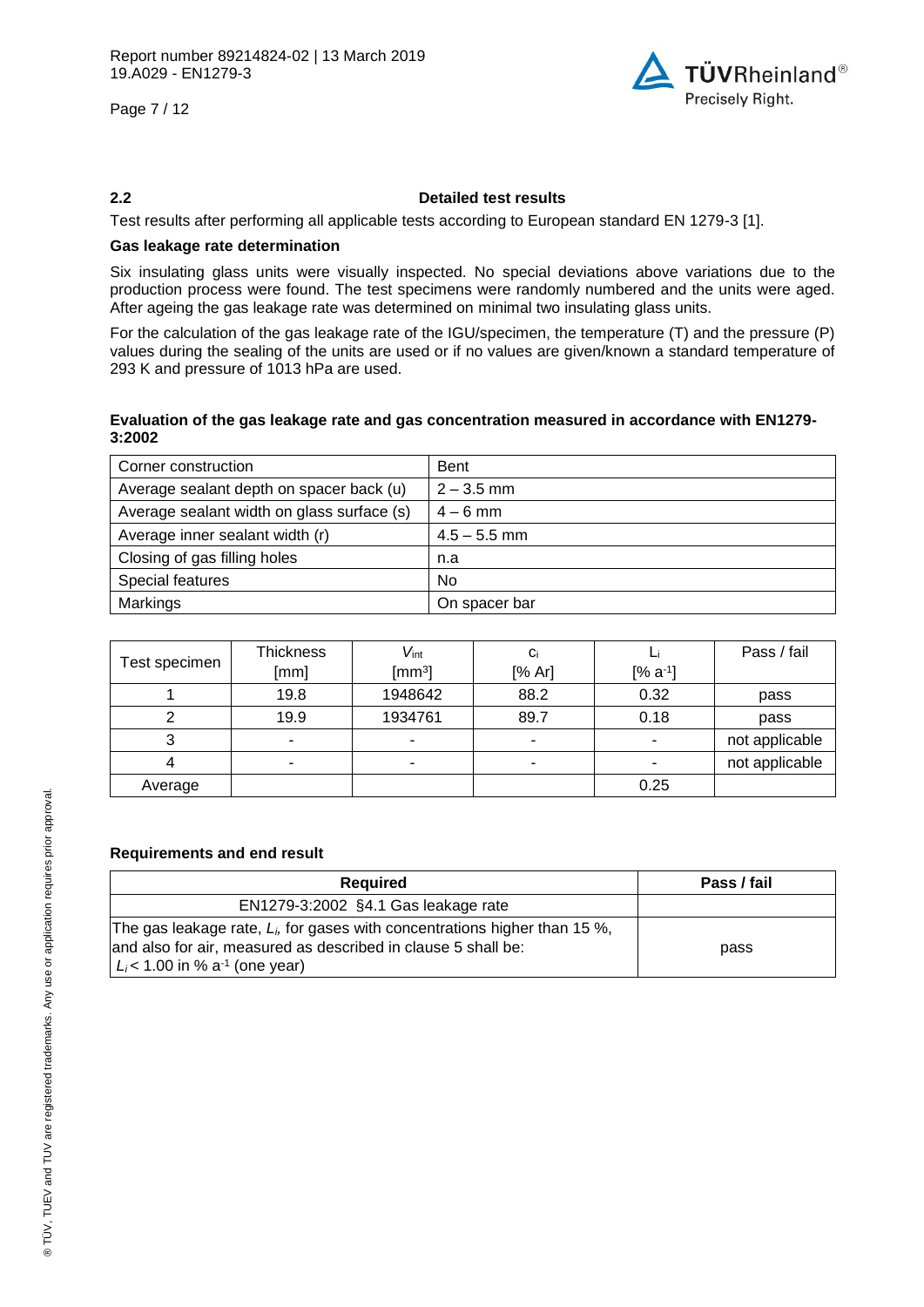## 2.2 Detailed test results

Test results after performing all applicable tests according to European standard EN 1279-3 [1].

### Gas leakage rate determination

Six insulating glass units were visually inspected. No special deviations above variations due to the production process were found. The test specimens were randomly numbered and the units were aged. After ageing the gas leakage rate was determined on minimal two insulating glass units.

For the calculation of the gas leakage rate of the IGU/specimen, the temperature (T) and the pressure (P) values during the sealing of the units are used or if no values are given/known a standard temperature of 293 K and pressure of 1013 hPa are used.

**Evaluation of the gas leakage rate and gas concentration measured in accordance with EN1279-3:2002**

| Corner construction | Bent |
|---|---|
| Average sealant depth on spacer back (u) | 2 – 3.5 mm |
| Average sealant width on glass surface (s) | 4 – 6 mm |
| Average inner sealant width (r) | 4.5 – 5.5 mm |
| Closing of gas filling holes | n.a |
| Special features | No |
| Markings | On spacer bar |

| Test specimen | Thickness [mm] | $V_{int}$ [$mm^3$] | $c_i$ [% Ar] | $L_i$ [% $a^{-1}$] | Pass / fail |
|---|---|---|---|---|---|
| 1 | 19.8 | 1948642 | 88.2 | 0.32 | pass |
| 2 | 19.9 | 1934761 | 89.7 | 0.18 | pass |
| 3 | - | - | - | - | not applicable |
| 4 | - | - | - | - | not applicable |
| Average | | | | 0.25 | |

### Requirements and end result

| Required | Pass / fail |
|---|---|
| EN1279-3:2002 §4.1 Gas leakage rate | |
| The gas leakage rate, $L_i$, for gases with concentrations higher than 15 %, and also for air, measured as described in clause 5 shall be: $L_i < 1.00$ in % $a^{-1}$ (one year) | pass |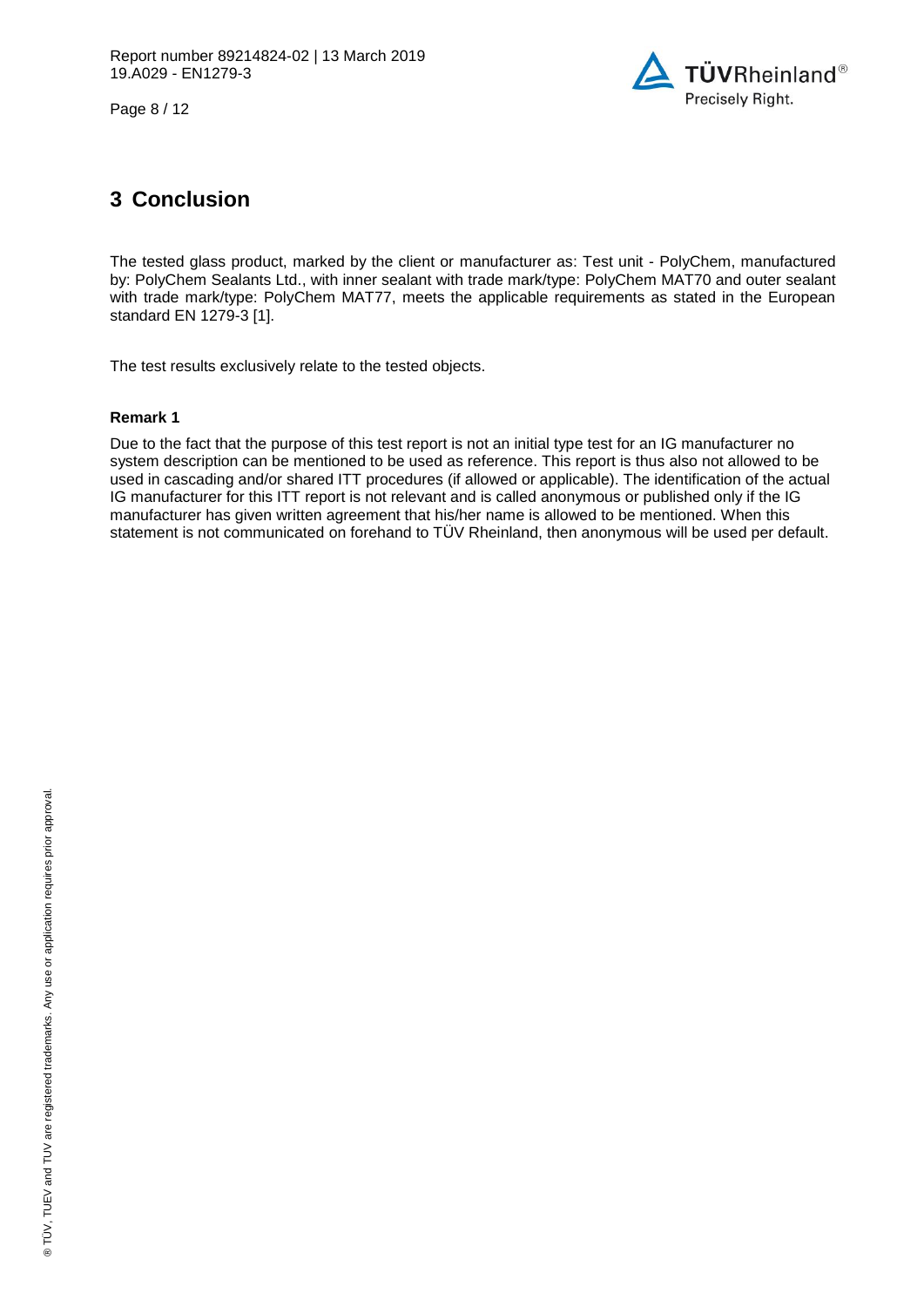# 3 Conclusion

The tested glass product, marked by the client or manufacturer as: Test unit - PolyChem, manufactured by: PolyChem Sealants Ltd., with inner sealant with trade mark/type: PolyChem MAT70 and outer sealant with trade mark/type: PolyChem MAT77, meets the applicable requirements as stated in the European standard EN 1279-3 [1].

The test results exclusively relate to the tested objects.

**Remark 1**

Due to the fact that the purpose of this test report is not an initial type test for an IG manufacturer no system description can be mentioned to be used as reference. This report is thus also not allowed to be used in cascading and/or shared ITT procedures (if allowed or applicable). The identification of the actual IG manufacturer for this ITT report is not relevant and is called anonymous or published only if the IG manufacturer has given written agreement that his/her name is allowed to be mentioned. When this statement is not communicated on forehand to TÜV Rheinland, then anonymous will be used per default.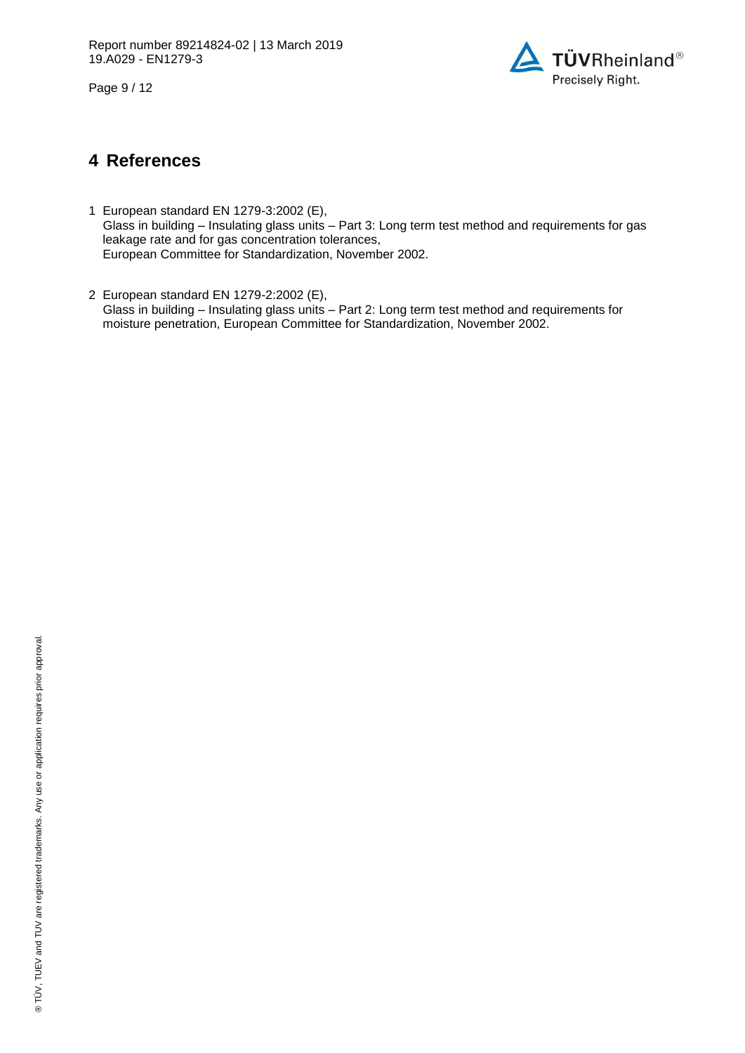# 4 References

1. European standard EN 1279-3:2002 (E),
   Glass in building – Insulating glass units – Part 3: Long term test method and requirements for gas leakage rate and for gas concentration tolerances,
   European Committee for Standardization, November 2002.

2. European standard EN 1279-2:2002 (E),
   Glass in building – Insulating glass units – Part 2: Long term test method and requirements for moisture penetration, European Committee for Standardization, November 2002.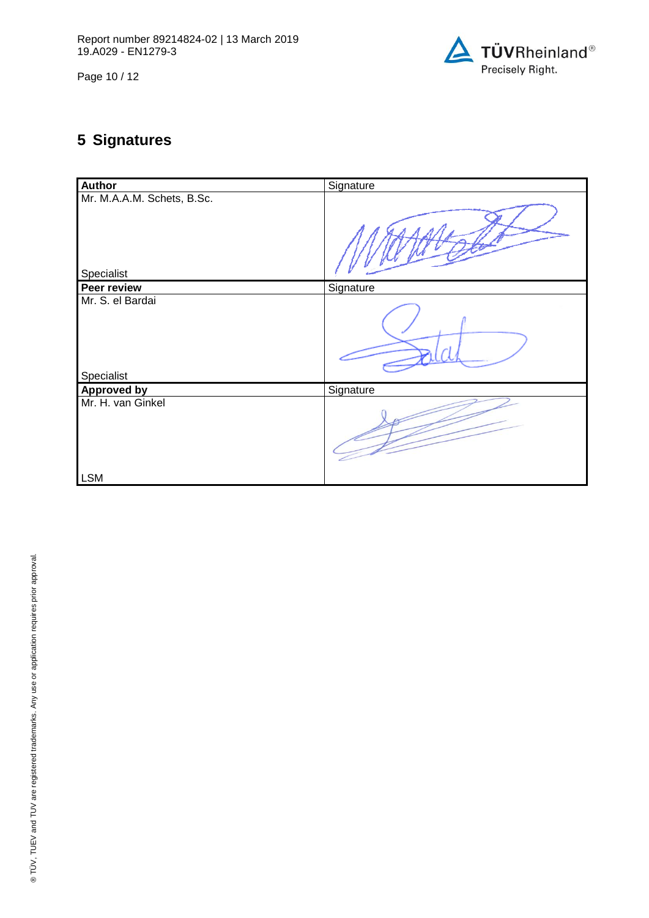## 5 Signatures

| Author | Signature |
|---|---|
| Mr. M.A.A.M. Schets, B.Sc.<br><br>Specialist | |
| **Peer review** | Signature |
| Mr. S. el Bardai<br><br>Specialist | |
| **Approved by** | Signature |
| Mr. H. van Ginkel<br><br>LSM | |

® TÜV, TUEV and TUV are registered trademarks. Any use or application requires prior approval.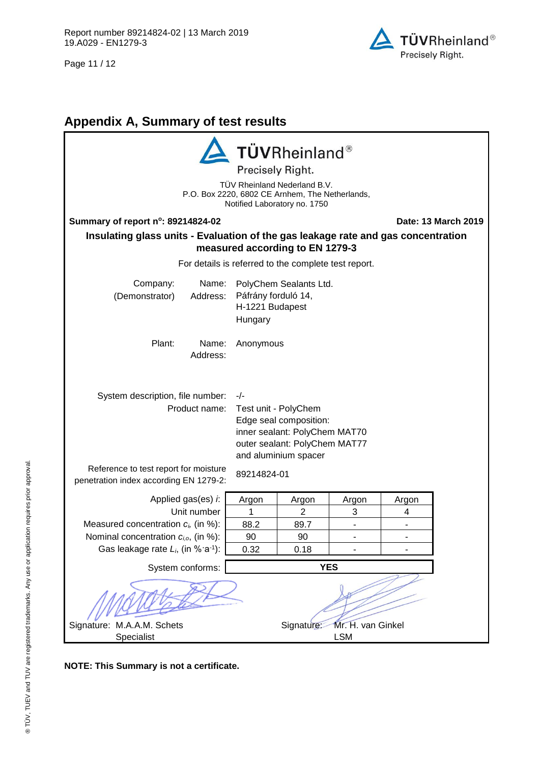## Appendix A, Summary of test results

TÜVRheinland®
Precisely Right.

TÜV Rheinland Nederland B.V.
P.O. Box 2220, 6802 CE Arnhem, The Netherlands,
Notified Laboratory no. 1750

**Summary of report n°: 89214824-02** **Date: 13 March 2019**

**Insulating glass units - Evaluation of the gas leakage rate and gas concentration measured according to EN 1279-3**

For details is referred to the complete test report.

Company: (Demonstrator)
Name: PolyChem Sealants Ltd.
Address: Páfrány forduló 14,
H-1221 Budapest
Hungary

Plant:
Name: Anonymous
Address:

System description, file number: -/-

Product name: Test unit - PolyChem
Edge seal composition:
inner sealant: PolyChem MAT70
outer sealant: PolyChem MAT77
and aluminium spacer

Reference to test report for moisture penetration index according EN 1279-2: 89214824-01

| Applied gas(es) $i$: | Argon | Argon | Argon | Argon |
|---|---|---|---|---|
| Unit number | 1 | 2 | 3 | 4 |
| Measured concentration $c_i$, (in %): | 88.2 | 89.7 | - | - |
| Nominal concentration $c_{i,o}$, (in %): | 90 | 90 | - | - |
| Gas leakage rate $L_i$, (in $\%\cdot a^{-1}$): | 0.32 | 0.18 | - | - |
| System conforms: | **YES** | | | |

Signature: M.A.A.M. Schets
Specialist

Signature: Mr. H. van Ginkel
LSM

**NOTE: This Summary is not a certificate.**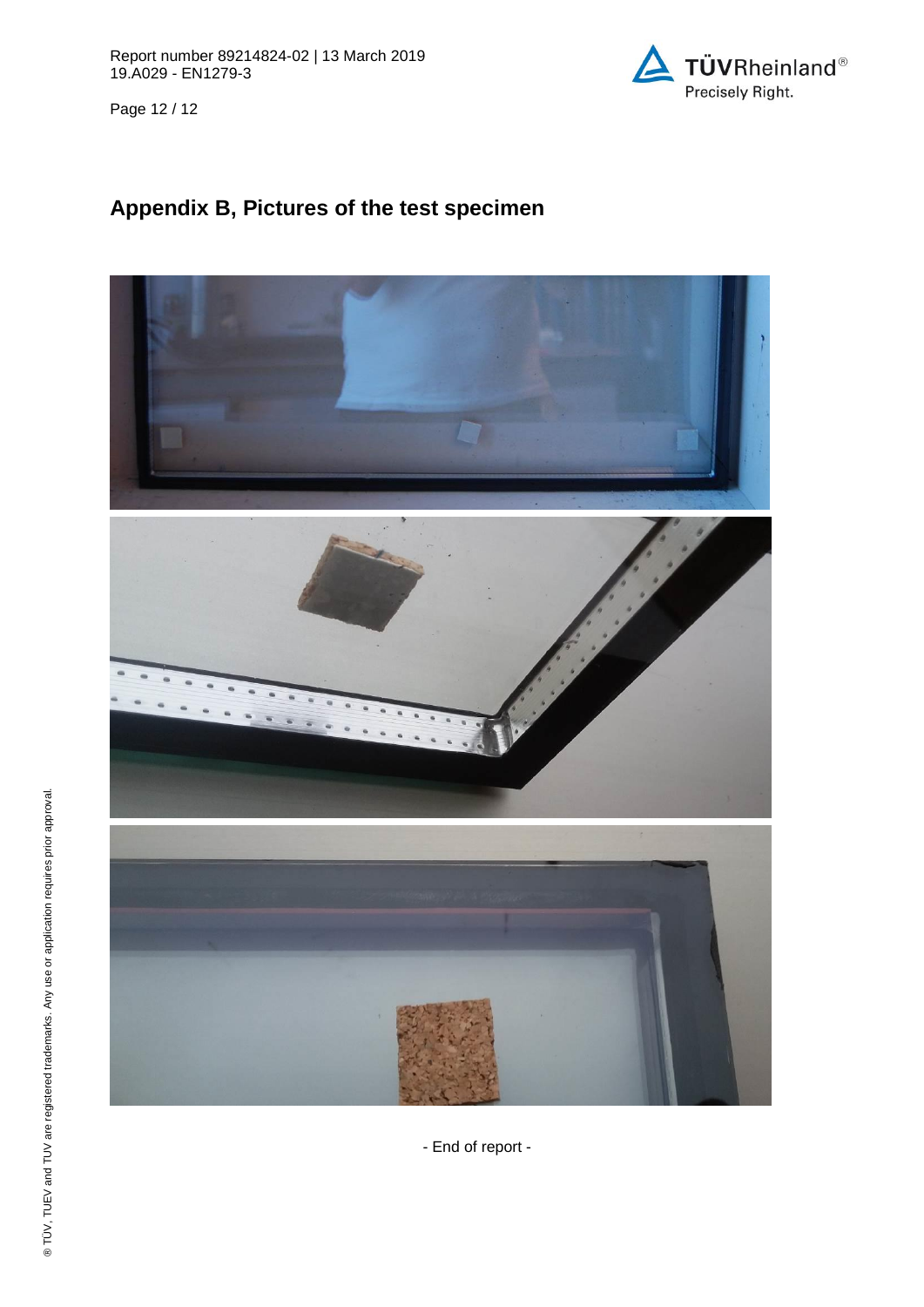## Appendix B, Pictures of the test specimen

- End of report -